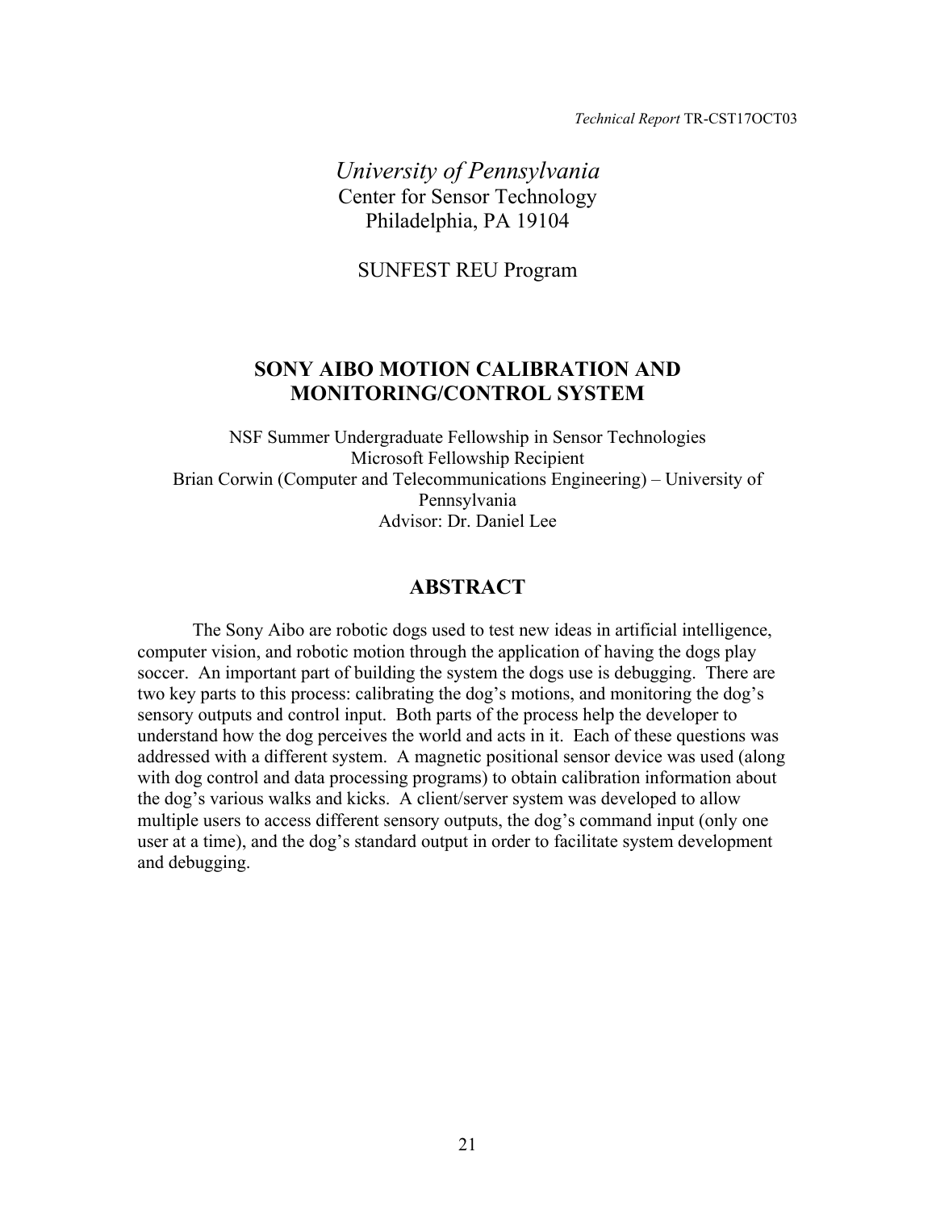*Technical Report* TR-CST17OCT03

*University of Pennsylvania*
Center for Sensor Technology
Philadelphia, PA 19104

SUNFEST REU Program

# SONY AIBO MOTION CALIBRATION AND MONITORING/CONTROL SYSTEM

NSF Summer Undergraduate Fellowship in Sensor Technologies
Microsoft Fellowship Recipient
Brian Corwin (Computer and Telecommunications Engineering) – University of Pennsylvania
Advisor: Dr. Daniel Lee

## ABSTRACT

The Sony Aibo are robotic dogs used to test new ideas in artificial intelligence, computer vision, and robotic motion through the application of having the dogs play soccer. An important part of building the system the dogs use is debugging. There are two key parts to this process: calibrating the dog's motions, and monitoring the dog's sensory outputs and control input. Both parts of the process help the developer to understand how the dog perceives the world and acts in it. Each of these questions was addressed with a different system. A magnetic positional sensor device was used (along with dog control and data processing programs) to obtain calibration information about the dog's various walks and kicks. A client/server system was developed to allow multiple users to access different sensory outputs, the dog's command input (only one user at a time), and the dog's standard output in order to facilitate system development and debugging.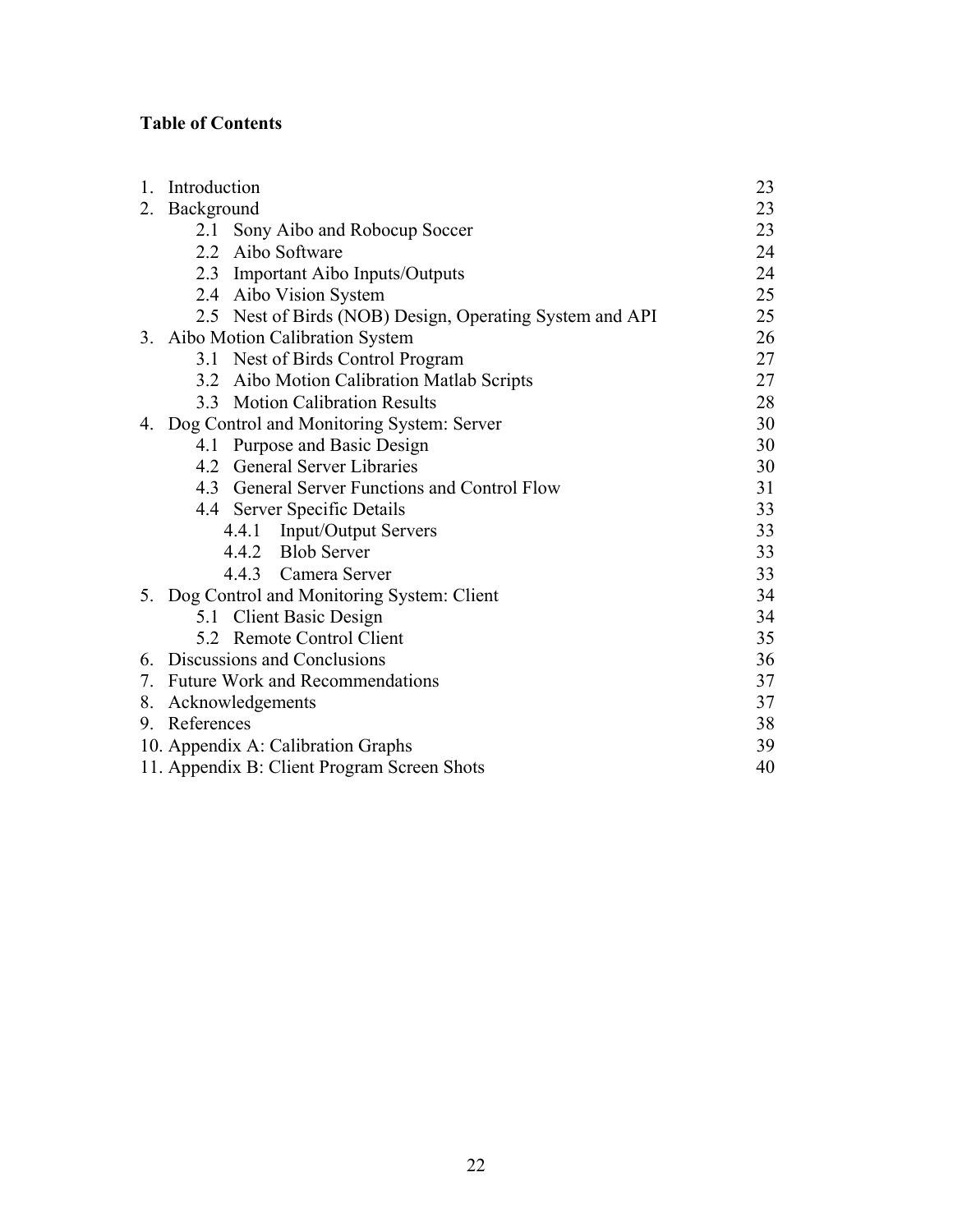**Table of Contents**

| | |
|---|---|
| 1. Introduction | 23 |
| 2. Background | 23 |
| &nbsp;&nbsp;&nbsp;&nbsp;2.1 Sony Aibo and Robocup Soccer | 23 |
| &nbsp;&nbsp;&nbsp;&nbsp;2.2 Aibo Software | 24 |
| &nbsp;&nbsp;&nbsp;&nbsp;2.3 Important Aibo Inputs/Outputs | 24 |
| &nbsp;&nbsp;&nbsp;&nbsp;2.4 Aibo Vision System | 25 |
| &nbsp;&nbsp;&nbsp;&nbsp;2.5 Nest of Birds (NOB) Design, Operating System and API | 25 |
| 3. Aibo Motion Calibration System | 26 |
| &nbsp;&nbsp;&nbsp;&nbsp;3.1 Nest of Birds Control Program | 27 |
| &nbsp;&nbsp;&nbsp;&nbsp;3.2 Aibo Motion Calibration Matlab Scripts | 27 |
| &nbsp;&nbsp;&nbsp;&nbsp;3.3 Motion Calibration Results | 28 |
| 4. Dog Control and Monitoring System: Server | 30 |
| &nbsp;&nbsp;&nbsp;&nbsp;4.1 Purpose and Basic Design | 30 |
| &nbsp;&nbsp;&nbsp;&nbsp;4.2 General Server Libraries | 30 |
| &nbsp;&nbsp;&nbsp;&nbsp;4.3 General Server Functions and Control Flow | 31 |
| &nbsp;&nbsp;&nbsp;&nbsp;4.4 Server Specific Details | 33 |
| &nbsp;&nbsp;&nbsp;&nbsp;&nbsp;&nbsp;&nbsp;&nbsp;4.4.1 Input/Output Servers | 33 |
| &nbsp;&nbsp;&nbsp;&nbsp;&nbsp;&nbsp;&nbsp;&nbsp;4.4.2 Blob Server | 33 |
| &nbsp;&nbsp;&nbsp;&nbsp;&nbsp;&nbsp;&nbsp;&nbsp;4.4.3 Camera Server | 33 |
| 5. Dog Control and Monitoring System: Client | 34 |
| &nbsp;&nbsp;&nbsp;&nbsp;5.1 Client Basic Design | 34 |
| &nbsp;&nbsp;&nbsp;&nbsp;5.2 Remote Control Client | 35 |
| 6. Discussions and Conclusions | 36 |
| 7. Future Work and Recommendations | 37 |
| 8. Acknowledgements | 37 |
| 9. References | 38 |
| 10. Appendix A: Calibration Graphs | 39 |
| 11. Appendix B: Client Program Screen Shots | 40 |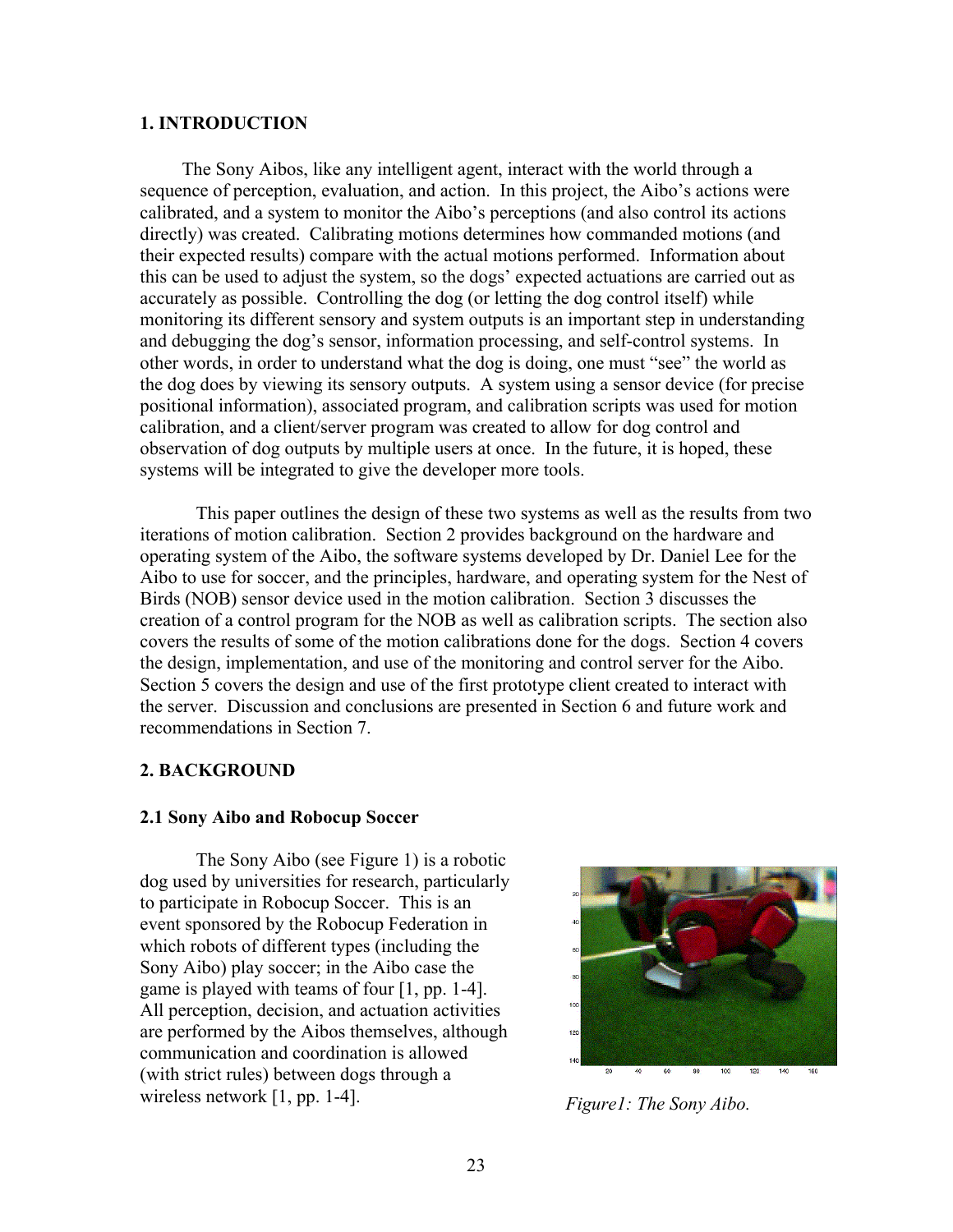## 1. INTRODUCTION

The Sony Aibos, like any intelligent agent, interact with the world through a sequence of perception, evaluation, and action. In this project, the Aibo's actions were calibrated, and a system to monitor the Aibo's perceptions (and also control its actions directly) was created. Calibrating motions determines how commanded motions (and their expected results) compare with the actual motions performed. Information about this can be used to adjust the system, so the dogs' expected actuations are carried out as accurately as possible. Controlling the dog (or letting the dog control itself) while monitoring its different sensory and system outputs is an important step in understanding and debugging the dog's sensor, information processing, and self-control systems. In other words, in order to understand what the dog is doing, one must "see" the world as the dog does by viewing its sensory outputs. A system using a sensor device (for precise positional information), associated program, and calibration scripts was used for motion calibration, and a client/server program was created to allow for dog control and observation of dog outputs by multiple users at once. In the future, it is hoped, these systems will be integrated to give the developer more tools.

This paper outlines the design of these two systems as well as the results from two iterations of motion calibration. Section 2 provides background on the hardware and operating system of the Aibo, the software systems developed by Dr. Daniel Lee for the Aibo to use for soccer, and the principles, hardware, and operating system for the Nest of Birds (NOB) sensor device used in the motion calibration. Section 3 discusses the creation of a control program for the NOB as well as calibration scripts. The section also covers the results of some of the motion calibrations done for the dogs. Section 4 covers the design, implementation, and use of the monitoring and control server for the Aibo. Section 5 covers the design and use of the first prototype client created to interact with the server. Discussion and conclusions are presented in Section 6 and future work and recommendations in Section 7.

## 2. BACKGROUND

### 2.1 Sony Aibo and Robocup Soccer

The Sony Aibo (see Figure 1) is a robotic dog used by universities for research, particularly to participate in Robocup Soccer. This is an event sponsored by the Robocup Federation in which robots of different types (including the Sony Aibo) play soccer; in the Aibo case the game is played with teams of four [1, pp. 1-4]. All perception, decision, and actuation activities are performed by the Aibos themselves, although communication and coordination is allowed (with strict rules) between dogs through a wireless network [1, pp. 1-4].

*Figure1: The Sony Aibo.*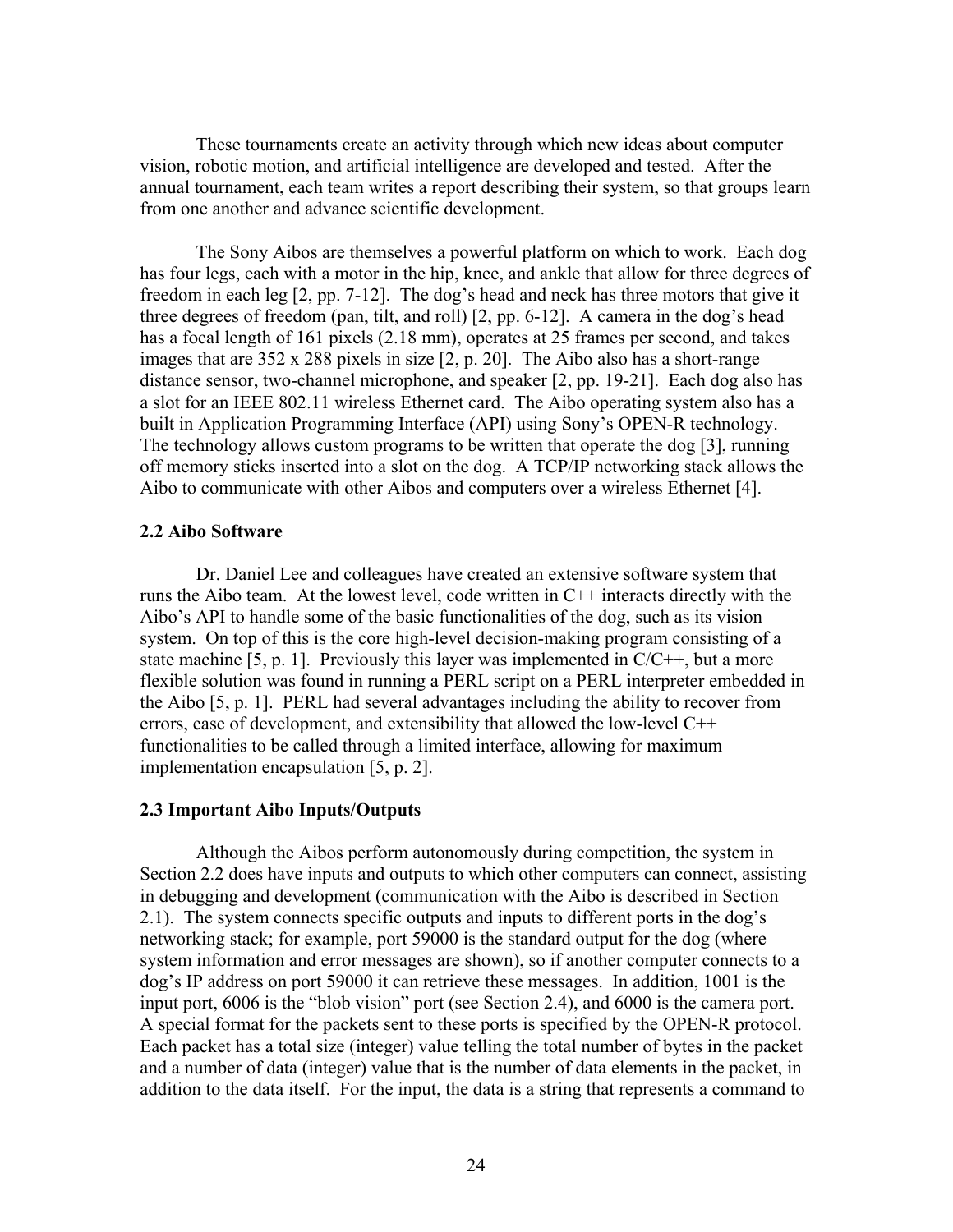These tournaments create an activity through which new ideas about computer vision, robotic motion, and artificial intelligence are developed and tested. After the annual tournament, each team writes a report describing their system, so that groups learn from one another and advance scientific development.

The Sony Aibos are themselves a powerful platform on which to work. Each dog has four legs, each with a motor in the hip, knee, and ankle that allow for three degrees of freedom in each leg [2, pp. 7-12]. The dog's head and neck has three motors that give it three degrees of freedom (pan, tilt, and roll) [2, pp. 6-12]. A camera in the dog's head has a focal length of 161 pixels (2.18 mm), operates at 25 frames per second, and takes images that are 352 x 288 pixels in size [2, p. 20]. The Aibo also has a short-range distance sensor, two-channel microphone, and speaker [2, pp. 19-21]. Each dog also has a slot for an IEEE 802.11 wireless Ethernet card. The Aibo operating system also has a built in Application Programming Interface (API) using Sony's OPEN-R technology. The technology allows custom programs to be written that operate the dog [3], running off memory sticks inserted into a slot on the dog. A TCP/IP networking stack allows the Aibo to communicate with other Aibos and computers over a wireless Ethernet [4].

### 2.2 Aibo Software

Dr. Daniel Lee and colleagues have created an extensive software system that runs the Aibo team. At the lowest level, code written in C++ interacts directly with the Aibo's API to handle some of the basic functionalities of the dog, such as its vision system. On top of this is the core high-level decision-making program consisting of a state machine [5, p. 1]. Previously this layer was implemented in C/C++, but a more flexible solution was found in running a PERL script on a PERL interpreter embedded in the Aibo [5, p. 1]. PERL had several advantages including the ability to recover from errors, ease of development, and extensibility that allowed the low-level C++ functionalities to be called through a limited interface, allowing for maximum implementation encapsulation [5, p. 2].

### 2.3 Important Aibo Inputs/Outputs

Although the Aibos perform autonomously during competition, the system in Section 2.2 does have inputs and outputs to which other computers can connect, assisting in debugging and development (communication with the Aibo is described in Section 2.1). The system connects specific outputs and inputs to different ports in the dog's networking stack; for example, port 59000 is the standard output for the dog (where system information and error messages are shown), so if another computer connects to a dog's IP address on port 59000 it can retrieve these messages. In addition, 1001 is the input port, 6006 is the "blob vision" port (see Section 2.4), and 6000 is the camera port. A special format for the packets sent to these ports is specified by the OPEN-R protocol. Each packet has a total size (integer) value telling the total number of bytes in the packet and a number of data (integer) value that is the number of data elements in the packet, in addition to the data itself. For the input, the data is a string that represents a command to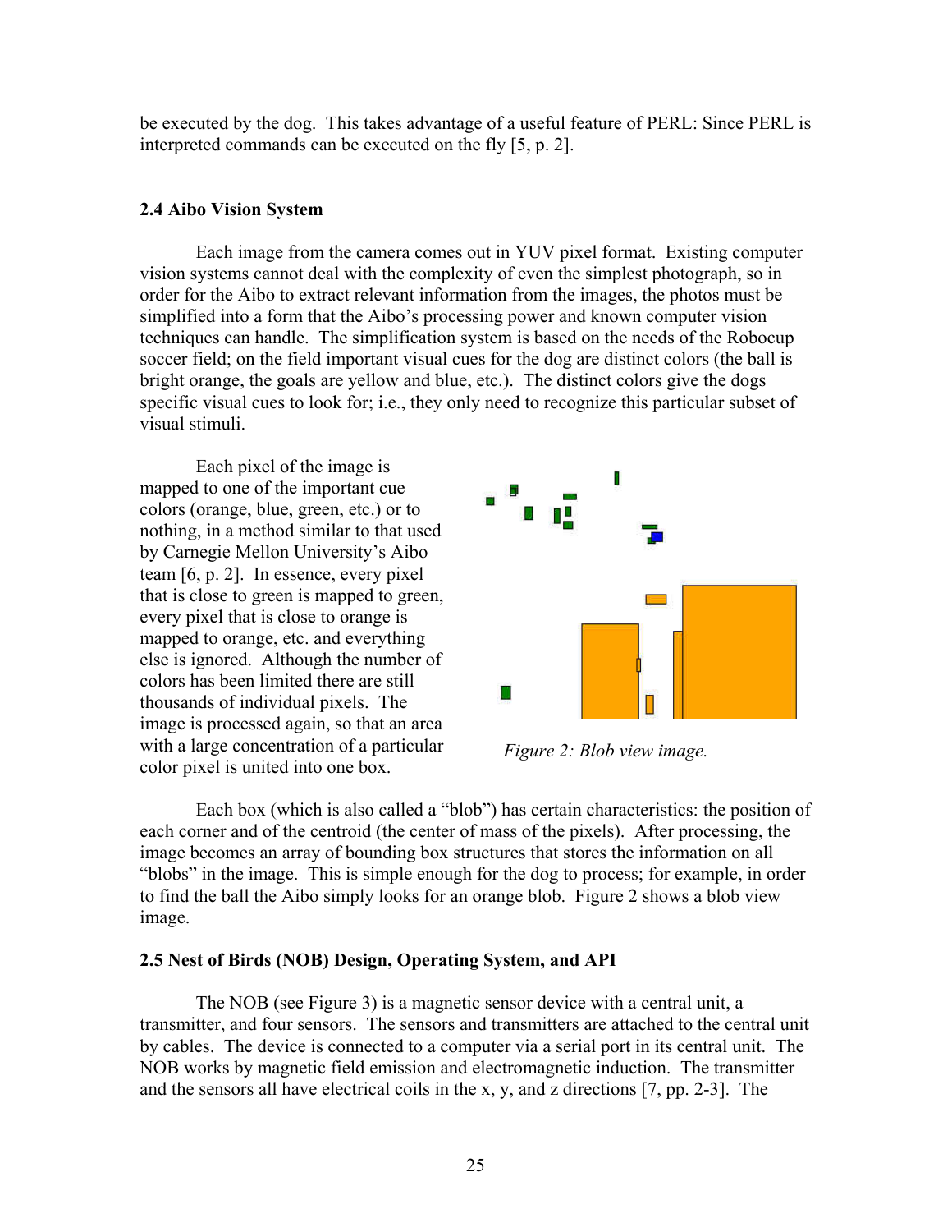be executed by the dog. This takes advantage of a useful feature of PERL: Since PERL is interpreted commands can be executed on the fly [5, p. 2].

### 2.4 Aibo Vision System

Each image from the camera comes out in YUV pixel format. Existing computer vision systems cannot deal with the complexity of even the simplest photograph, so in order for the Aibo to extract relevant information from the images, the photos must be simplified into a form that the Aibo's processing power and known computer vision techniques can handle. The simplification system is based on the needs of the Robocup soccer field; on the field important visual cues for the dog are distinct colors (the ball is bright orange, the goals are yellow and blue, etc.). The distinct colors give the dogs specific visual cues to look for; i.e., they only need to recognize this particular subset of visual stimuli.

Each pixel of the image is mapped to one of the important cue colors (orange, blue, green, etc.) or to nothing, in a method similar to that used by Carnegie Mellon University's Aibo team [6, p. 2]. In essence, every pixel that is close to green is mapped to green, every pixel that is close to orange is mapped to orange, etc. and everything else is ignored. Although the number of colors has been limited there are still thousands of individual pixels. The image is processed again, so that an area with a large concentration of a particular color pixel is united into one box.

*Figure 2: Blob view image.*

Each box (which is also called a "blob") has certain characteristics: the position of each corner and of the centroid (the center of mass of the pixels). After processing, the image becomes an array of bounding box structures that stores the information on all "blobs" in the image. This is simple enough for the dog to process; for example, in order to find the ball the Aibo simply looks for an orange blob. Figure 2 shows a blob view image.

### 2.5 Nest of Birds (NOB) Design, Operating System, and API

The NOB (see Figure 3) is a magnetic sensor device with a central unit, a transmitter, and four sensors. The sensors and transmitters are attached to the central unit by cables. The device is connected to a computer via a serial port in its central unit. The NOB works by magnetic field emission and electromagnetic induction. The transmitter and the sensors all have electrical coils in the x, y, and z directions [7, pp. 2-3]. The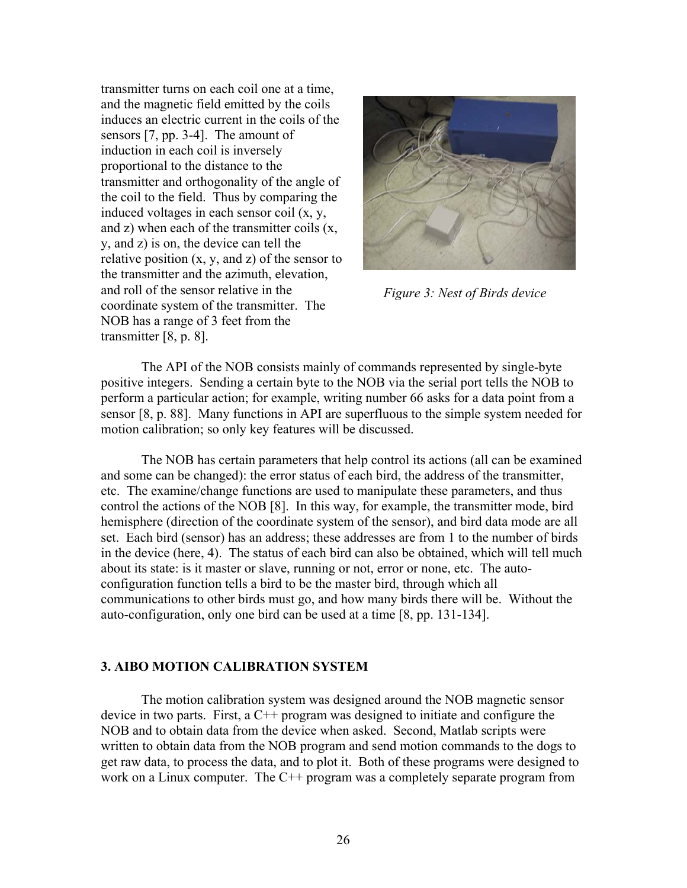transmitter turns on each coil one at a time, and the magnetic field emitted by the coils induces an electric current in the coils of the sensors [7, pp. 3-4]. The amount of induction in each coil is inversely proportional to the distance to the transmitter and orthogonality of the angle of the coil to the field. Thus by comparing the induced voltages in each sensor coil (x, y, and z) when each of the transmitter coils (x, y, and z) is on, the device can tell the relative position (x, y, and z) of the sensor to the transmitter and the azimuth, elevation, and roll of the sensor relative in the coordinate system of the transmitter. The NOB has a range of 3 feet from the transmitter [8, p. 8].

*Figure 3: Nest of Birds device*

The API of the NOB consists mainly of commands represented by single-byte positive integers. Sending a certain byte to the NOB via the serial port tells the NOB to perform a particular action; for example, writing number 66 asks for a data point from a sensor [8, p. 88]. Many functions in API are superfluous to the simple system needed for motion calibration; so only key features will be discussed.

The NOB has certain parameters that help control its actions (all can be examined and some can be changed): the error status of each bird, the address of the transmitter, etc. The examine/change functions are used to manipulate these parameters, and thus control the actions of the NOB [8]. In this way, for example, the transmitter mode, bird hemisphere (direction of the coordinate system of the sensor), and bird data mode are all set. Each bird (sensor) has an address; these addresses are from 1 to the number of birds in the device (here, 4). The status of each bird can also be obtained, which will tell much about its state: is it master or slave, running or not, error or none, etc. The auto-configuration function tells a bird to be the master bird, through which all communications to other birds must go, and how many birds there will be. Without the auto-configuration, only one bird can be used at a time [8, pp. 131-134].

### 3. AIBO MOTION CALIBRATION SYSTEM

The motion calibration system was designed around the NOB magnetic sensor device in two parts. First, a C++ program was designed to initiate and configure the NOB and to obtain data from the device when asked. Second, Matlab scripts were written to obtain data from the NOB program and send motion commands to the dogs to get raw data, to process the data, and to plot it. Both of these programs were designed to work on a Linux computer. The C++ program was a completely separate program from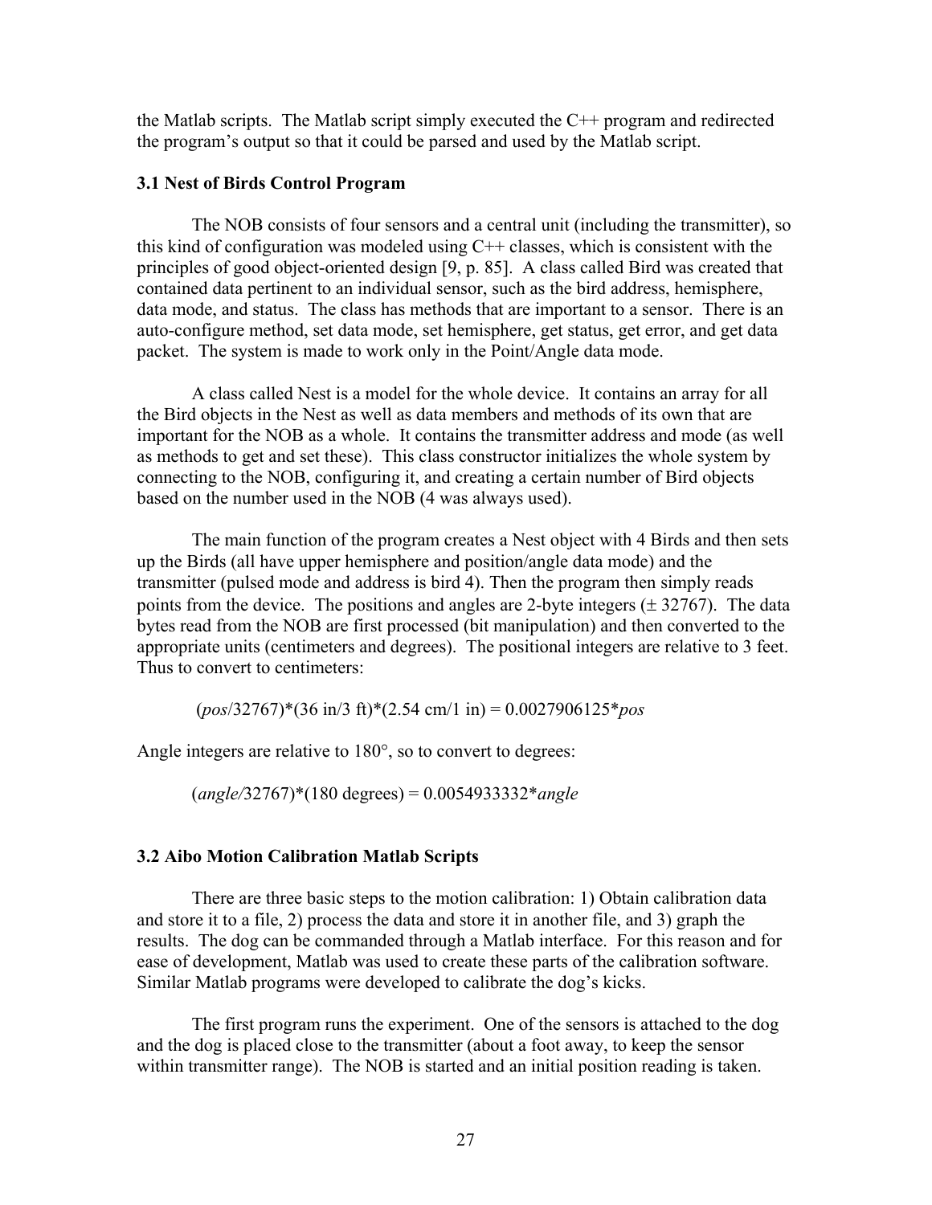the Matlab scripts. The Matlab script simply executed the C++ program and redirected the program's output so that it could be parsed and used by the Matlab script.

### 3.1 Nest of Birds Control Program

The NOB consists of four sensors and a central unit (including the transmitter), so this kind of configuration was modeled using C++ classes, which is consistent with the principles of good object-oriented design [9, p. 85]. A class called Bird was created that contained data pertinent to an individual sensor, such as the bird address, hemisphere, data mode, and status. The class has methods that are important to a sensor. There is an auto-configure method, set data mode, set hemisphere, get status, get error, and get data packet. The system is made to work only in the Point/Angle data mode.

A class called Nest is a model for the whole device. It contains an array for all the Bird objects in the Nest as well as data members and methods of its own that are important for the NOB as a whole. It contains the transmitter address and mode (as well as methods to get and set these). This class constructor initializes the whole system by connecting to the NOB, configuring it, and creating a certain number of Bird objects based on the number used in the NOB (4 was always used).

The main function of the program creates a Nest object with 4 Birds and then sets up the Birds (all have upper hemisphere and position/angle data mode) and the transmitter (pulsed mode and address is bird 4). Then the program then simply reads points from the device. The positions and angles are 2-byte integers ($\pm$ 32767). The data bytes read from the NOB are first processed (bit manipulation) and then converted to the appropriate units (centimeters and degrees). The positional integers are relative to 3 feet. Thus to convert to centimeters:

$$(pos/32767)*(36 \text{ in}/3 \text{ ft})*(2.54 \text{ cm}/1 \text{ in}) = 0.0027906125*pos$$

Angle integers are relative to 180°, so to convert to degrees:

$$(angle/32767)*(180 \text{ degrees}) = 0.0054933332*angle$$

### 3.2 Aibo Motion Calibration Matlab Scripts

There are three basic steps to the motion calibration: 1) Obtain calibration data and store it to a file, 2) process the data and store it in another file, and 3) graph the results. The dog can be commanded through a Matlab interface. For this reason and for ease of development, Matlab was used to create these parts of the calibration software. Similar Matlab programs were developed to calibrate the dog's kicks.

The first program runs the experiment. One of the sensors is attached to the dog and the dog is placed close to the transmitter (about a foot away, to keep the sensor within transmitter range). The NOB is started and an initial position reading is taken.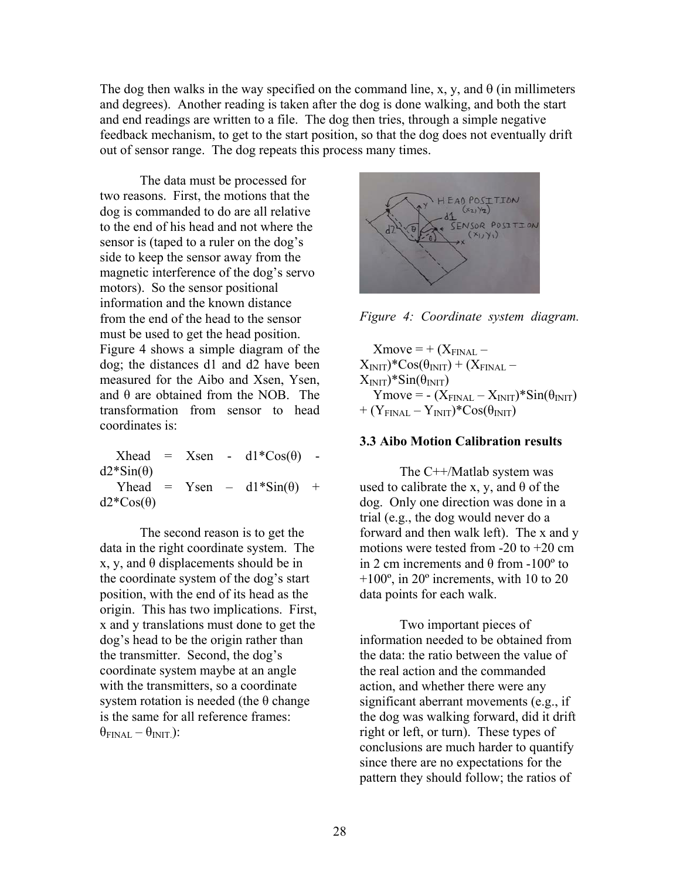The dog then walks in the way specified on the command line, x, y, and θ (in millimeters and degrees). Another reading is taken after the dog is done walking, and both the start and end readings are written to a file. The dog then tries, through a simple negative feedback mechanism, to get to the start position, so that the dog does not eventually drift out of sensor range. The dog repeats this process many times.

The data must be processed for two reasons. First, the motions that the dog is commanded to do are all relative to the end of his head and not where the sensor is (taped to a ruler on the dog's side to keep the sensor away from the magnetic interference of the dog's servo motors). So the sensor positional information and the known distance from the end of the head to the sensor must be used to get the head position. Figure 4 shows a simple diagram of the dog; the distances d1 and d2 have been measured for the Aibo and Xsen, Ysen, and θ are obtained from the NOB. The transformation from sensor to head coordinates is:

$$Xhead = Xsen - d1 \cdot \cos(\theta) - d2 \cdot \sin(\theta)$$

$$Yhead = Ysen - d1 \cdot \sin(\theta) + d2 \cdot \cos(\theta)$$

The second reason is to get the data in the right coordinate system. The x, y, and θ displacements should be in the coordinate system of the dog's start position, with the end of its head as the origin. This has two implications. First, x and y translations must done to get the dog's head to be the origin rather than the transmitter. Second, the dog's coordinate system maybe at an angle with the transmitters, so a coordinate system rotation is needed (the θ change is the same for all reference frames: $\theta_{FINAL} - \theta_{INIT.}$):

Figure 4: Coordinate system diagram.

$$Xmove = + (X_{FINAL} - X_{INIT}) \cdot \cos(\theta_{INIT}) + (X_{FINAL} - X_{INIT}) \cdot \sin(\theta_{INIT})$$

$$Ymove = - (X_{FINAL} - X_{INIT}) \cdot \sin(\theta_{INIT}) + (Y_{FINAL} - Y_{INIT}) \cdot \cos(\theta_{INIT})$$

### 3.3 Aibo Motion Calibration results

The C++/Matlab system was used to calibrate the x, y, and θ of the dog. Only one direction was done in a trial (e.g., the dog would never do a forward and then walk left). The x and y motions were tested from -20 to +20 cm in 2 cm increments and θ from -100º to +100º, in 20º increments, with 10 to 20 data points for each walk.

Two important pieces of information needed to be obtained from the data: the ratio between the value of the real action and the commanded action, and whether there were any significant aberrant movements (e.g., if the dog was walking forward, did it drift right or left, or turn). These types of conclusions are much harder to quantify since there are no expectations for the pattern they should follow; the ratios of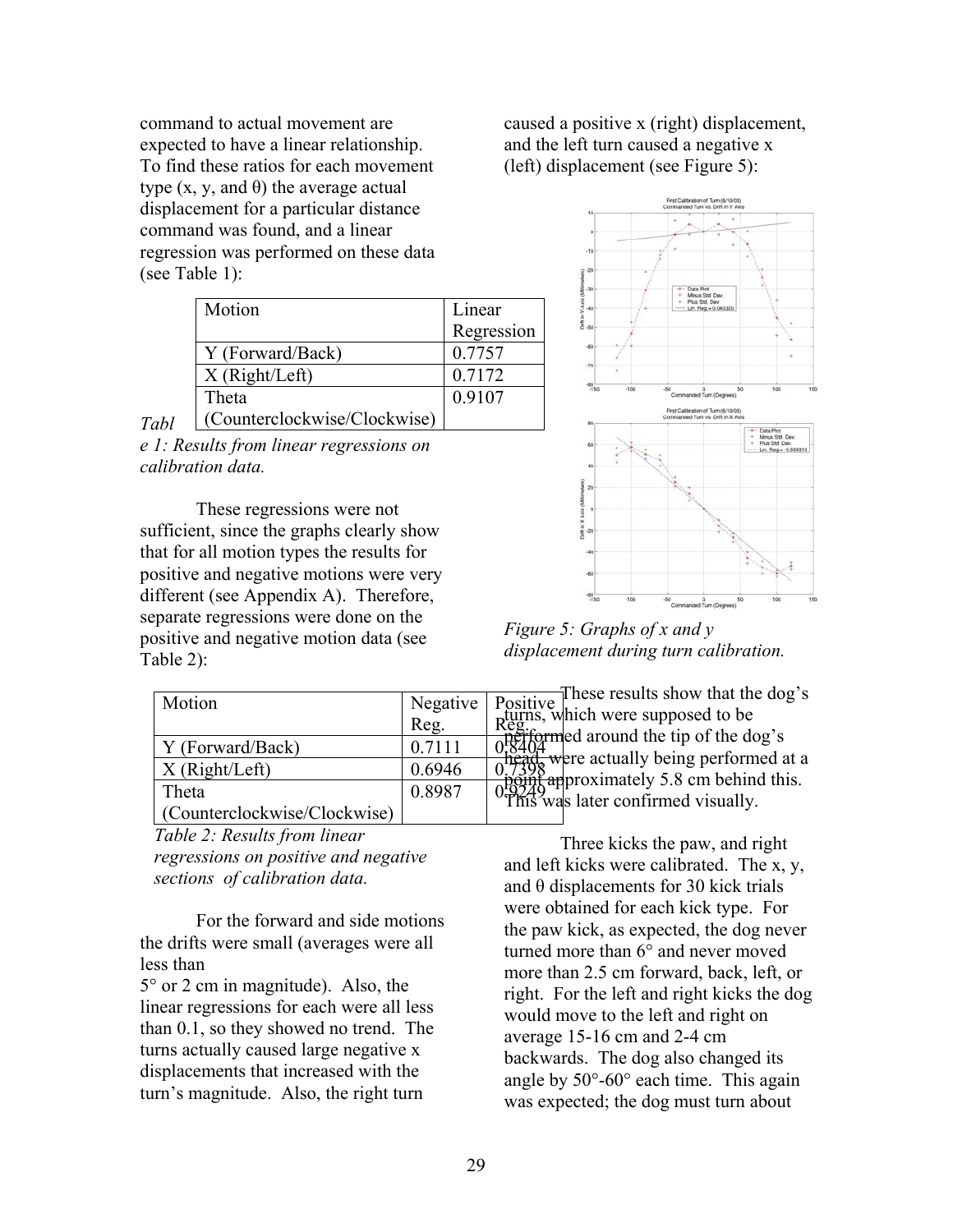command to actual movement are expected to have a linear relationship. To find these ratios for each movement type (x, y, and θ) the average actual displacement for a particular distance command was found, and a linear regression was performed on these data (see Table 1):

| Motion | Linear Regression |
| --- | --- |
| Y (Forward/Back) | 0.7757 |
| X (Right/Left) | 0.7172 |
| Theta (Counterclockwise/Clockwise) | 0.9107 |

*Table 1: Results from linear regressions on calibration data.*

These regressions were not sufficient, since the graphs clearly show that for all motion types the results for positive and negative motions were very different (see Appendix A). Therefore, separate regressions were done on the positive and negative motion data (see Table 2):

| Motion | Negative Reg. | Positive Reg. |
| --- | --- | --- |
| Y (Forward/Back) | 0.7111 | 0.8404 |
| X (Right/Left) | 0.6946 | 0.7398 |
| Theta (Counterclockwise/Clockwise) | 0.8987 | 0.9249 |

*Table 2: Results from linear regressions on positive and negative sections of calibration data.*

For the forward and side motions the drifts were small (averages were all less than 5° or 2 cm in magnitude). Also, the linear regressions for each were all less than 0.1, so they showed no trend. The turns actually caused large negative x displacements that increased with the turn's magnitude. Also, the right turn caused a positive x (right) displacement, and the left turn caused a negative x (left) displacement (see Figure 5):

*Figure 5: Graphs of x and y displacement during turn calibration.*

These results show that the dog's turns, which were supposed to be performed around the tip of the dog's head, were actually being performed at a point approximately 5.8 cm behind this. This was later confirmed visually.

Three kicks the paw, and right and left kicks were calibrated. The x, y, and θ displacements for 30 kick trials were obtained for each kick type. For the paw kick, as expected, the dog never turned more than 6° and never moved more than 2.5 cm forward, back, left, or right. For the left and right kicks the dog would move to the left and right on average 15-16 cm and 2-4 cm backwards. The dog also changed its angle by 50°-60° each time. This again was expected; the dog must turn about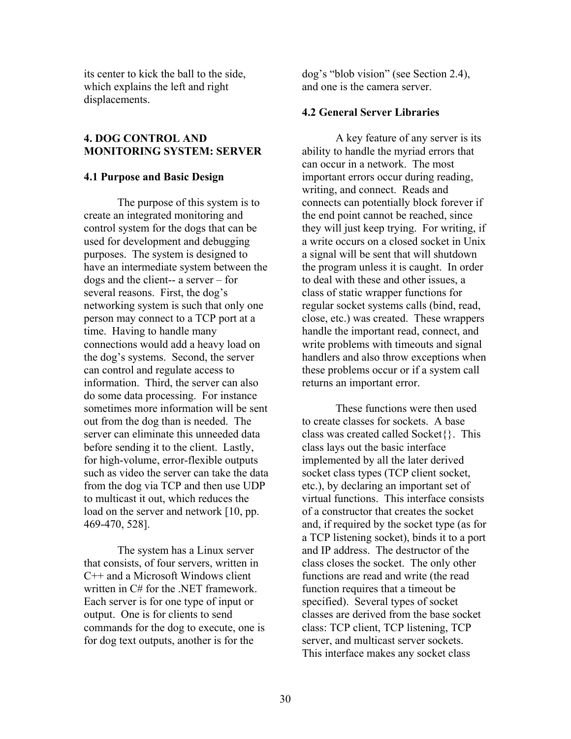its center to kick the ball to the side, which explains the left and right displacements.

## 4. DOG CONTROL AND MONITORING SYSTEM: SERVER

### 4.1 Purpose and Basic Design

The purpose of this system is to create an integrated monitoring and control system for the dogs that can be used for development and debugging purposes. The system is designed to have an intermediate system between the dogs and the client-- a server – for several reasons. First, the dog's networking system is such that only one person may connect to a TCP port at a time. Having to handle many connections would add a heavy load on the dog's systems. Second, the server can control and regulate access to information. Third, the server can also do some data processing. For instance sometimes more information will be sent out from the dog than is needed. The server can eliminate this unneeded data before sending it to the client. Lastly, for high-volume, error-flexible outputs such as video the server can take the data from the dog via TCP and then use UDP to multicast it out, which reduces the load on the server and network [10, pp. 469-470, 528].

The system has a Linux server that consists, of four servers, written in C++ and a Microsoft Windows client written in C# for the .NET framework. Each server is for one type of input or output. One is for clients to send commands for the dog to execute, one is for dog text outputs, another is for the dog's "blob vision" (see Section 2.4), and one is the camera server.

### 4.2 General Server Libraries

A key feature of any server is its ability to handle the myriad errors that can occur in a network. The most important errors occur during reading, writing, and connect. Reads and connects can potentially block forever if the end point cannot be reached, since they will just keep trying. For writing, if a write occurs on a closed socket in Unix a signal will be sent that will shutdown the program unless it is caught. In order to deal with these and other issues, a class of static wrapper functions for regular socket systems calls (bind, read, close, etc.) was created. These wrappers handle the important read, connect, and write problems with timeouts and signal handlers and also throw exceptions when these problems occur or if a system call returns an important error.

These functions were then used to create classes for sockets. A base class was created called Socket{}. This class lays out the basic interface implemented by all the later derived socket class types (TCP client socket, etc.), by declaring an important set of virtual functions. This interface consists of a constructor that creates the socket and, if required by the socket type (as for a TCP listening socket), binds it to a port and IP address. The destructor of the class closes the socket. The only other functions are read and write (the read function requires that a timeout be specified). Several types of socket classes are derived from the base socket class: TCP client, TCP listening, TCP server, and multicast server sockets. This interface makes any socket class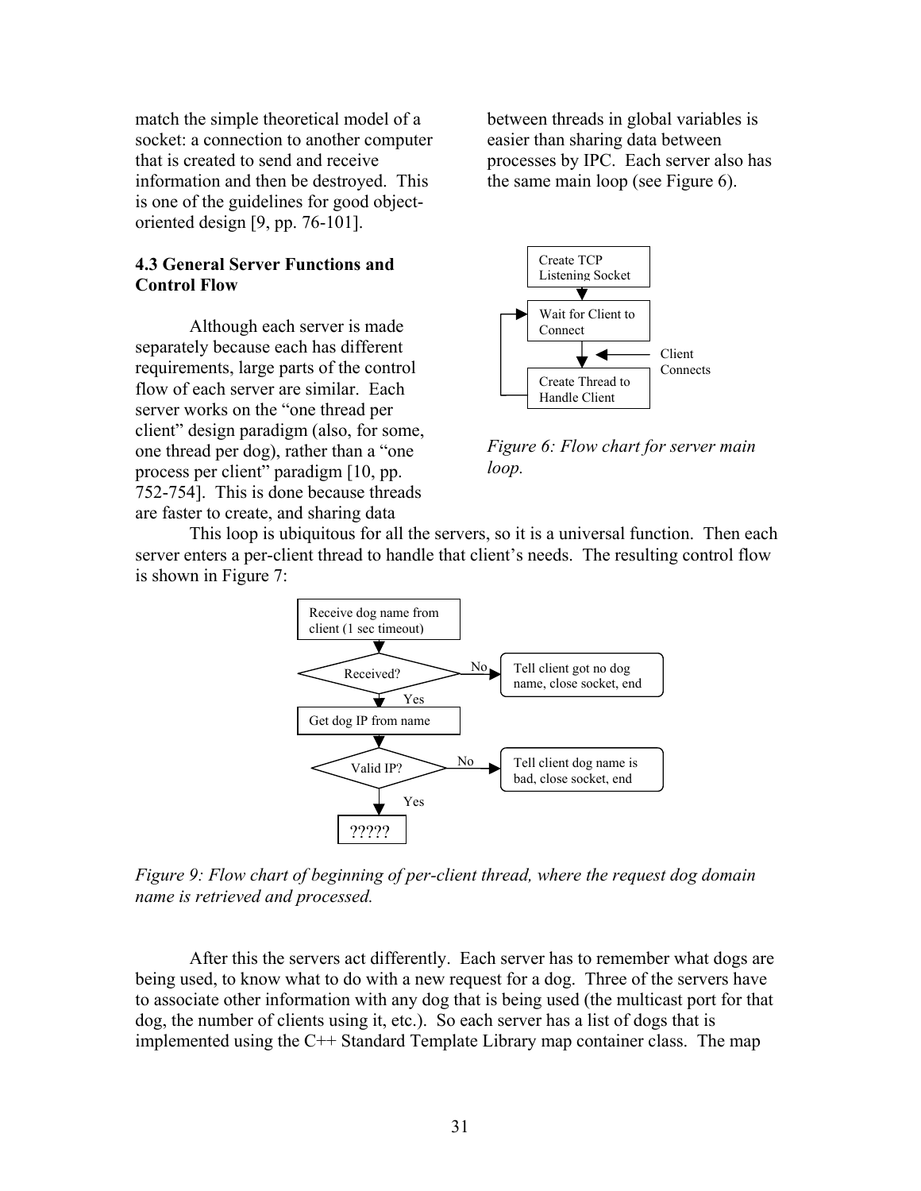match the simple theoretical model of a socket: a connection to another computer that is created to send and receive information and then be destroyed. This is one of the guidelines for good object-oriented design [9, pp. 76-101].

### 4.3 General Server Functions and Control Flow

Although each server is made separately because each has different requirements, large parts of the control flow of each server are similar. Each server works on the "one thread per client" design paradigm (also, for some, one thread per dog), rather than a "one process per client" paradigm [10, pp. 752-754]. This is done because threads are faster to create, and sharing data between threads in global variables is easier than sharing data between processes by IPC. Each server also has the same main loop (see Figure 6).

*Figure 6: Flow chart for server main loop.*

This loop is ubiquitous for all the servers, so it is a universal function. Then each server enters a per-client thread to handle that client's needs. The resulting control flow is shown in Figure 7:

*Figure 9: Flow chart of beginning of per-client thread, where the request dog domain name is retrieved and processed.*

After this the servers act differently. Each server has to remember what dogs are being used, to know what to do with a new request for a dog. Three of the servers have to associate other information with any dog that is being used (the multicast port for that dog, the number of clients using it, etc.). So each server has a list of dogs that is implemented using the C++ Standard Template Library map container class. The map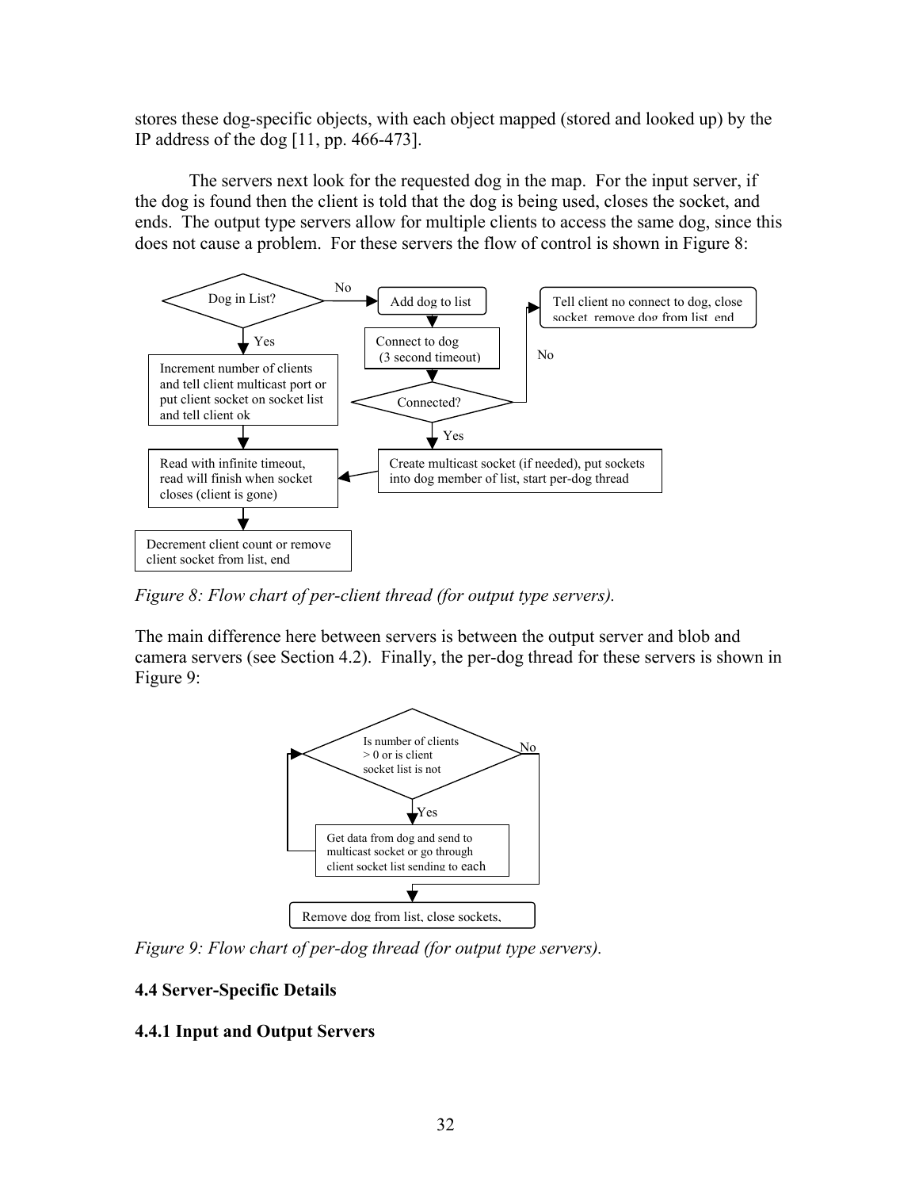stores these dog-specific objects, with each object mapped (stored and looked up) by the IP address of the dog [11, pp. 466-473].

The servers next look for the requested dog in the map. For the input server, if the dog is found then the client is told that the dog is being used, closes the socket, and ends. The output type servers allow for multiple clients to access the same dog, since this does not cause a problem. For these servers the flow of control is shown in Figure 8:

Dog in List?

No

Add dog to list

Tell client no connect to dog, close socket, remove dog from list, end

Yes

Connect to dog (3 second timeout)

No

Increment number of clients and tell client multicast port or put client socket on socket list and tell client ok

Connected?

Yes

Read with infinite timeout, read will finish when socket closes (client is gone)

Create multicast socket (if needed), put sockets into dog member of list, start per-dog thread

Decrement client count or remove client socket from list, end

*Figure 8: Flow chart of per-client thread (for output type servers).*

The main difference here between servers is between the output server and blob and camera servers (see Section 4.2). Finally, the per-dog thread for these servers is shown in Figure 9:

Is number of clients > 0 or is client socket list is not

No

Yes

Get data from dog and send to multicast socket or go through client socket list sending to each

Remove dog from list, close sockets,

*Figure 9: Flow chart of per-dog thread (for output type servers).*

### 4.4 Server-Specific Details

#### 4.4.1 Input and Output Servers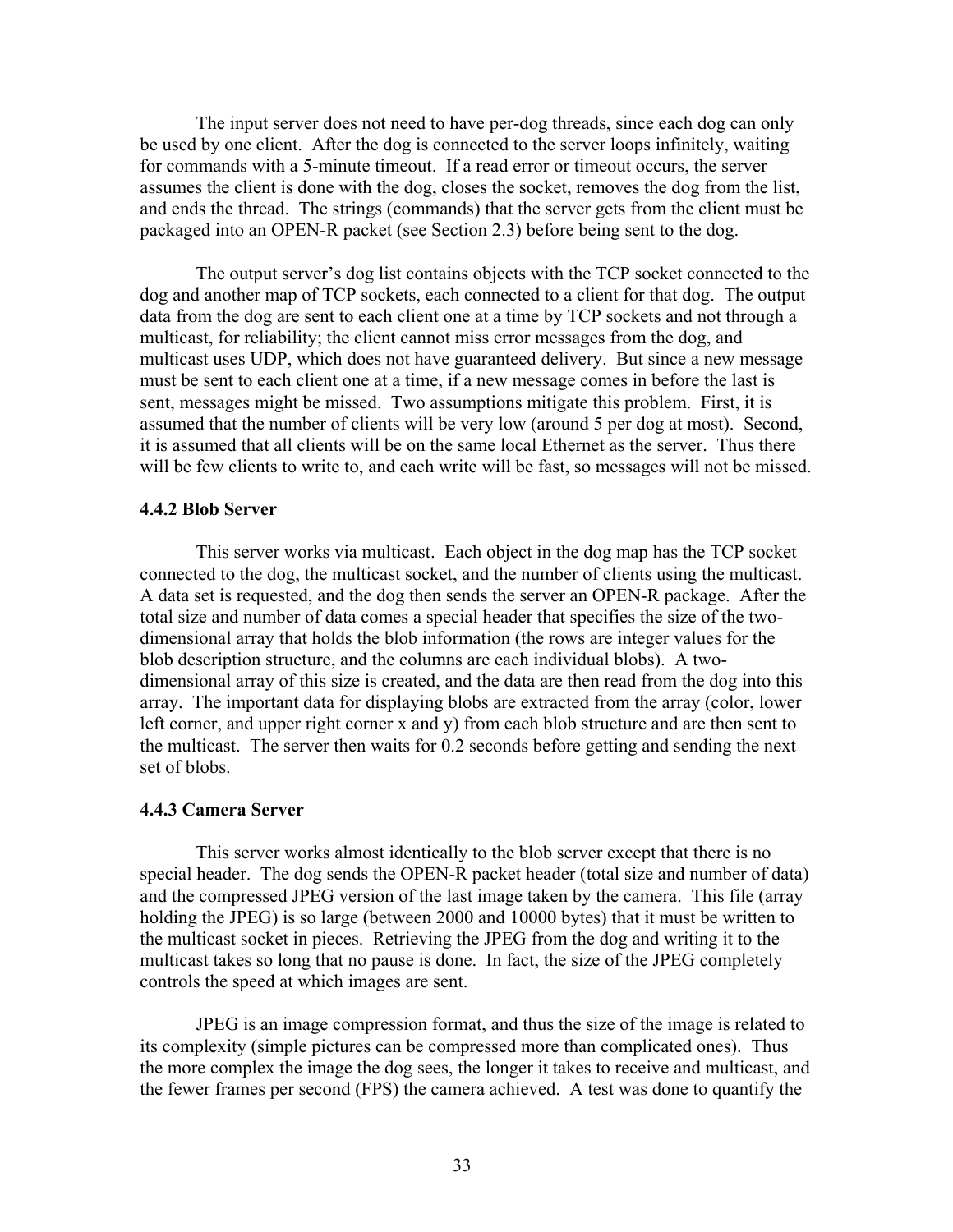The input server does not need to have per-dog threads, since each dog can only be used by one client. After the dog is connected to the server loops infinitely, waiting for commands with a 5-minute timeout. If a read error or timeout occurs, the server assumes the client is done with the dog, closes the socket, removes the dog from the list, and ends the thread. The strings (commands) that the server gets from the client must be packaged into an OPEN-R packet (see Section 2.3) before being sent to the dog.

The output server's dog list contains objects with the TCP socket connected to the dog and another map of TCP sockets, each connected to a client for that dog. The output data from the dog are sent to each client one at a time by TCP sockets and not through a multicast, for reliability; the client cannot miss error messages from the dog, and multicast uses UDP, which does not have guaranteed delivery. But since a new message must be sent to each client one at a time, if a new message comes in before the last is sent, messages might be missed. Two assumptions mitigate this problem. First, it is assumed that the number of clients will be very low (around 5 per dog at most). Second, it is assumed that all clients will be on the same local Ethernet as the server. Thus there will be few clients to write to, and each write will be fast, so messages will not be missed.

#### 4.4.2 Blob Server

This server works via multicast. Each object in the dog map has the TCP socket connected to the dog, the multicast socket, and the number of clients using the multicast. A data set is requested, and the dog then sends the server an OPEN-R package. After the total size and number of data comes a special header that specifies the size of the two-dimensional array that holds the blob information (the rows are integer values for the blob description structure, and the columns are each individual blobs). A two-dimensional array of this size is created, and the data are then read from the dog into this array. The important data for displaying blobs are extracted from the array (color, lower left corner, and upper right corner x and y) from each blob structure and are then sent to the multicast. The server then waits for 0.2 seconds before getting and sending the next set of blobs.

#### 4.4.3 Camera Server

This server works almost identically to the blob server except that there is no special header. The dog sends the OPEN-R packet header (total size and number of data) and the compressed JPEG version of the last image taken by the camera. This file (array holding the JPEG) is so large (between 2000 and 10000 bytes) that it must be written to the multicast socket in pieces. Retrieving the JPEG from the dog and writing it to the multicast takes so long that no pause is done. In fact, the size of the JPEG completely controls the speed at which images are sent.

JPEG is an image compression format, and thus the size of the image is related to its complexity (simple pictures can be compressed more than complicated ones). Thus the more complex the image the dog sees, the longer it takes to receive and multicast, and the fewer frames per second (FPS) the camera achieved. A test was done to quantify the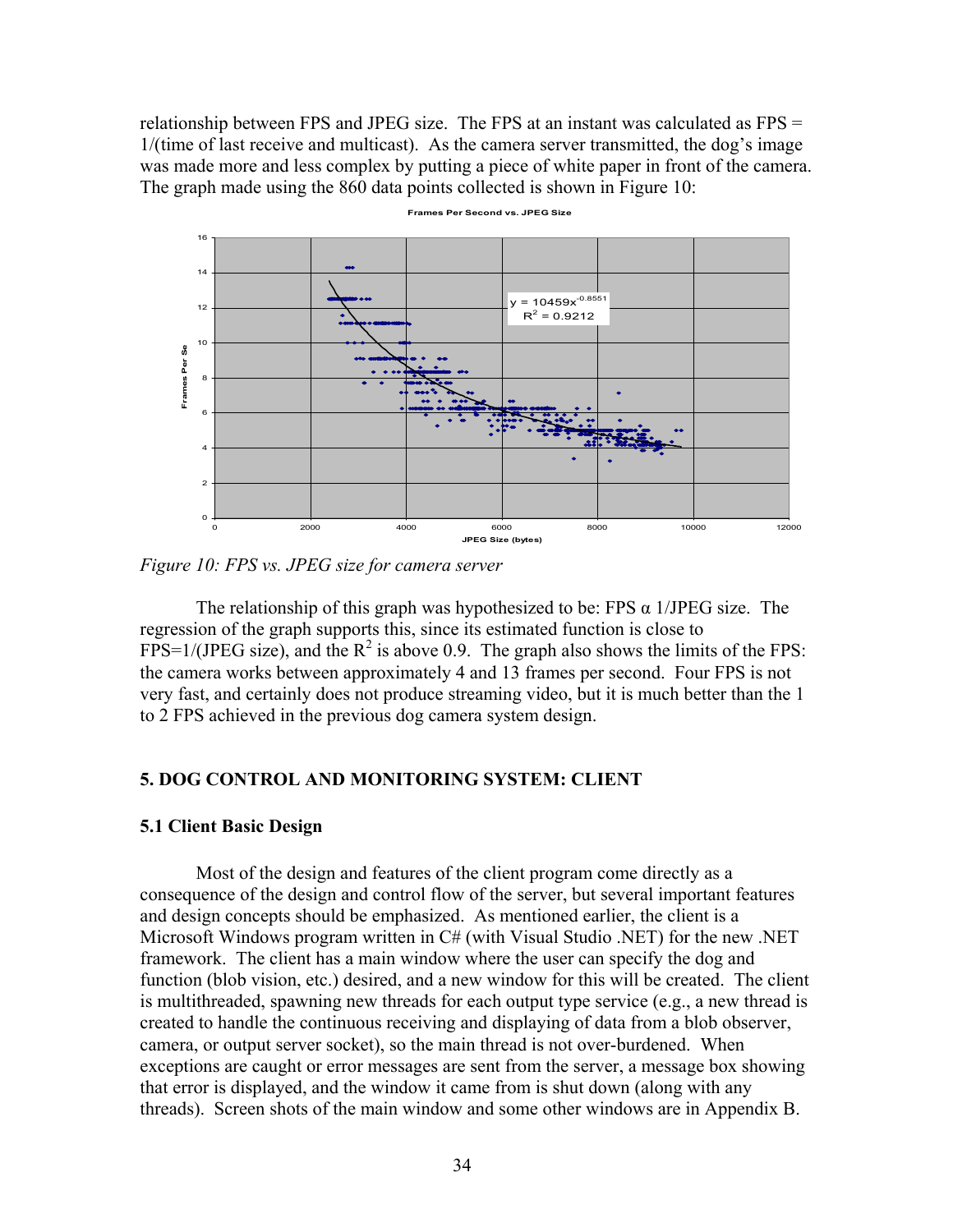relationship between FPS and JPEG size. The FPS at an instant was calculated as FPS = 1/(time of last receive and multicast). As the camera server transmitted, the dog's image was made more and less complex by putting a piece of white paper in front of the camera. The graph made using the 860 data points collected is shown in Figure 10:

*Figure 10: FPS vs. JPEG size for camera server*

The relationship of this graph was hypothesized to be: FPS α 1/JPEG size. The regression of the graph supports this, since its estimated function is close to FPS=1/(JPEG size), and the $R^2$ is above 0.9. The graph also shows the limits of the FPS: the camera works between approximately 4 and 13 frames per second. Four FPS is not very fast, and certainly does not produce streaming video, but it is much better than the 1 to 2 FPS achieved in the previous dog camera system design.

## 5. DOG CONTROL AND MONITORING SYSTEM: CLIENT

### 5.1 Client Basic Design

Most of the design and features of the client program come directly as a consequence of the design and control flow of the server, but several important features and design concepts should be emphasized. As mentioned earlier, the client is a Microsoft Windows program written in C# (with Visual Studio .NET) for the new .NET framework. The client has a main window where the user can specify the dog and function (blob vision, etc.) desired, and a new window for this will be created. The client is multithreaded, spawning new threads for each output type service (e.g., a new thread is created to handle the continuous receiving and displaying of data from a blob observer, camera, or output server socket), so the main thread is not over-burdened. When exceptions are caught or error messages are sent from the server, a message box showing that error is displayed, and the window it came from is shut down (along with any threads). Screen shots of the main window and some other windows are in Appendix B.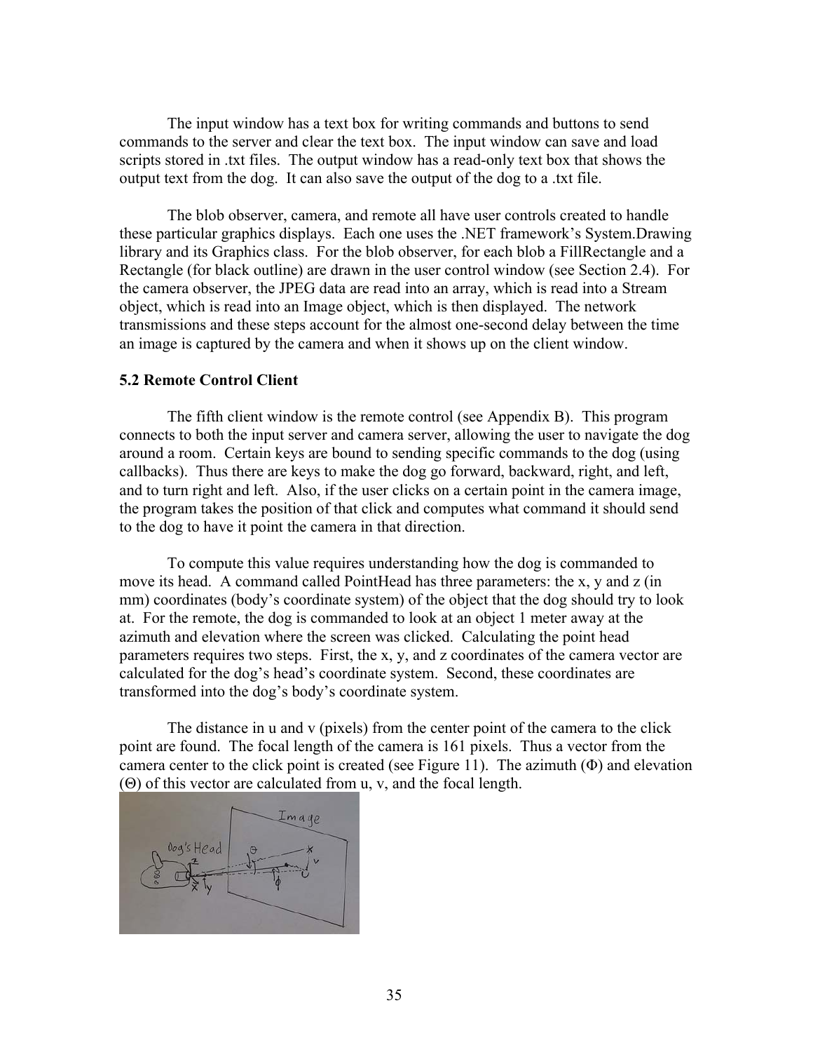The input window has a text box for writing commands and buttons to send commands to the server and clear the text box. The input window can save and load scripts stored in .txt files. The output window has a read-only text box that shows the output text from the dog. It can also save the output of the dog to a .txt file.

The blob observer, camera, and remote all have user controls created to handle these particular graphics displays. Each one uses the .NET framework's System.Drawing library and its Graphics class. For the blob observer, for each blob a FillRectangle and a Rectangle (for black outline) are drawn in the user control window (see Section 2.4). For the camera observer, the JPEG data are read into an array, which is read into a Stream object, which is read into an Image object, which is then displayed. The network transmissions and these steps account for the almost one-second delay between the time an image is captured by the camera and when it shows up on the client window.

**5.2 Remote Control Client**

The fifth client window is the remote control (see Appendix B). This program connects to both the input server and camera server, allowing the user to navigate the dog around a room. Certain keys are bound to sending specific commands to the dog (using callbacks). Thus there are keys to make the dog go forward, backward, right, and left, and to turn right and left. Also, if the user clicks on a certain point in the camera image, the program takes the position of that click and computes what command it should send to the dog to have it point the camera in that direction.

To compute this value requires understanding how the dog is commanded to move its head. A command called PointHead has three parameters: the x, y and z (in mm) coordinates (body's coordinate system) of the object that the dog should try to look at. For the remote, the dog is commanded to look at an object 1 meter away at the azimuth and elevation where the screen was clicked. Calculating the point head parameters requires two steps. First, the x, y, and z coordinates of the camera vector are calculated for the dog's head's coordinate system. Second, these coordinates are transformed into the dog's body's coordinate system.

The distance in u and v (pixels) from the center point of the camera to the click point are found. The focal length of the camera is 161 pixels. Thus a vector from the camera center to the click point is created (see Figure 11). The azimuth ($\Phi$) and elevation ($\Theta$) of this vector are calculated from u, v, and the focal length.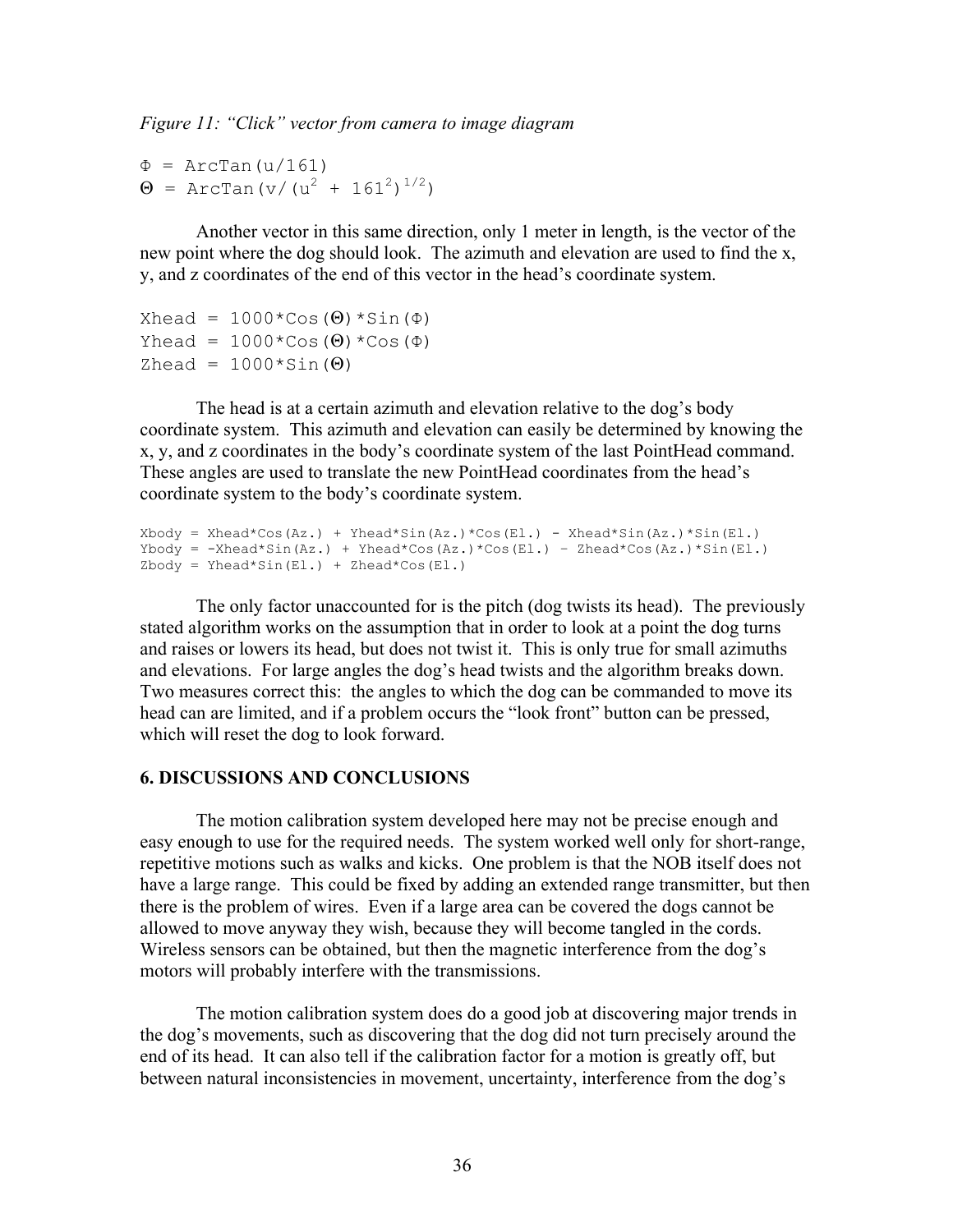*Figure 11: "Click" vector from camera to image diagram*

$$\Phi = \text{ArcTan}(u/161)$$
$$\Theta = \text{ArcTan}(v/(u^2 + 161^2)^{1/2})$$

Another vector in this same direction, only 1 meter in length, is the vector of the new point where the dog should look. The azimuth and elevation are used to find the x, y, and z coordinates of the end of this vector in the head's coordinate system.

$$\text{Xhead} = 1000 \cdot \text{Cos}(\Theta) \cdot \text{Sin}(\Phi)$$
$$\text{Yhead} = 1000 \cdot \text{Cos}(\Theta) \cdot \text{Cos}(\Phi)$$
$$\text{Zhead} = 1000 \cdot \text{Sin}(\Theta)$$

The head is at a certain azimuth and elevation relative to the dog's body coordinate system. This azimuth and elevation can easily be determined by knowing the x, y, and z coordinates in the body's coordinate system of the last PointHead command. These angles are used to translate the new PointHead coordinates from the head's coordinate system to the body's coordinate system.

```
Xbody = Xhead*Cos(Az.) + Yhead*Sin(Az.)*Cos(El.) - Xhead*Sin(Az.)*Sin(El.)
Ybody = -Xhead*Sin(Az.) + Yhead*Cos(Az.)*Cos(El.) – Zhead*Cos(Az.)*Sin(El.)
Zbody = Yhead*Sin(El.) + Zhead*Cos(El.)
```

The only factor unaccounted for is the pitch (dog twists its head). The previously stated algorithm works on the assumption that in order to look at a point the dog turns and raises or lowers its head, but does not twist it. This is only true for small azimuths and elevations. For large angles the dog's head twists and the algorithm breaks down. Two measures correct this: the angles to which the dog can be commanded to move its head can are limited, and if a problem occurs the "look front" button can be pressed, which will reset the dog to look forward.

### 6. DISCUSSIONS AND CONCLUSIONS

The motion calibration system developed here may not be precise enough and easy enough to use for the required needs. The system worked well only for short-range, repetitive motions such as walks and kicks. One problem is that the NOB itself does not have a large range. This could be fixed by adding an extended range transmitter, but then there is the problem of wires. Even if a large area can be covered the dogs cannot be allowed to move anyway they wish, because they will become tangled in the cords. Wireless sensors can be obtained, but then the magnetic interference from the dog's motors will probably interfere with the transmissions.

The motion calibration system does do a good job at discovering major trends in the dog's movements, such as discovering that the dog did not turn precisely around the end of its head. It can also tell if the calibration factor for a motion is greatly off, but between natural inconsistencies in movement, uncertainty, interference from the dog's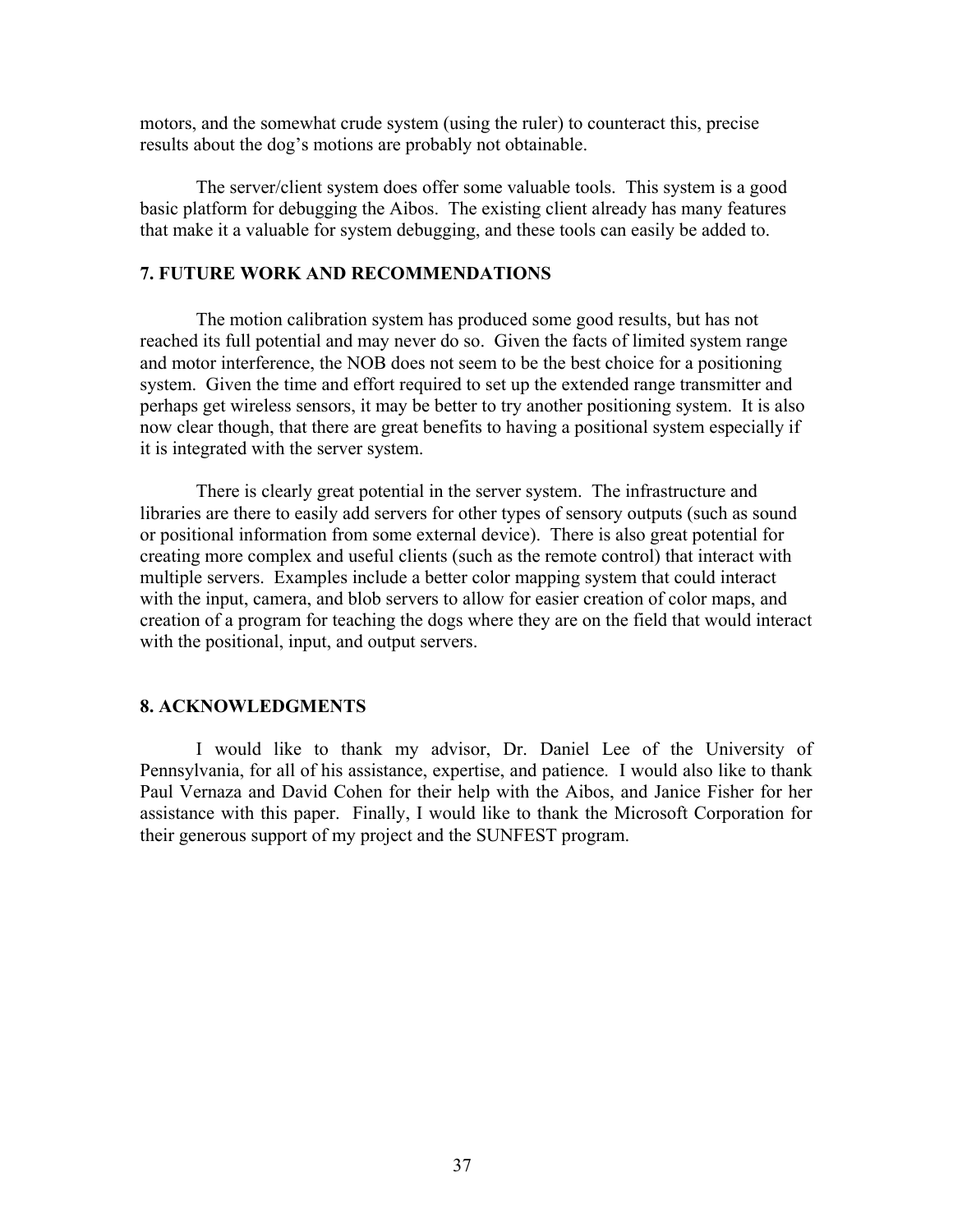motors, and the somewhat crude system (using the ruler) to counteract this, precise results about the dog's motions are probably not obtainable.

The server/client system does offer some valuable tools. This system is a good basic platform for debugging the Aibos. The existing client already has many features that make it a valuable for system debugging, and these tools can easily be added to.

## 7. FUTURE WORK AND RECOMMENDATIONS

The motion calibration system has produced some good results, but has not reached its full potential and may never do so. Given the facts of limited system range and motor interference, the NOB does not seem to be the best choice for a positioning system. Given the time and effort required to set up the extended range transmitter and perhaps get wireless sensors, it may be better to try another positioning system. It is also now clear though, that there are great benefits to having a positional system especially if it is integrated with the server system.

There is clearly great potential in the server system. The infrastructure and libraries are there to easily add servers for other types of sensory outputs (such as sound or positional information from some external device). There is also great potential for creating more complex and useful clients (such as the remote control) that interact with multiple servers. Examples include a better color mapping system that could interact with the input, camera, and blob servers to allow for easier creation of color maps, and creation of a program for teaching the dogs where they are on the field that would interact with the positional, input, and output servers.

## 8. ACKNOWLEDGMENTS

I would like to thank my advisor, Dr. Daniel Lee of the University of Pennsylvania, for all of his assistance, expertise, and patience. I would also like to thank Paul Vernaza and David Cohen for their help with the Aibos, and Janice Fisher for her assistance with this paper. Finally, I would like to thank the Microsoft Corporation for their generous support of my project and the SUNFEST program.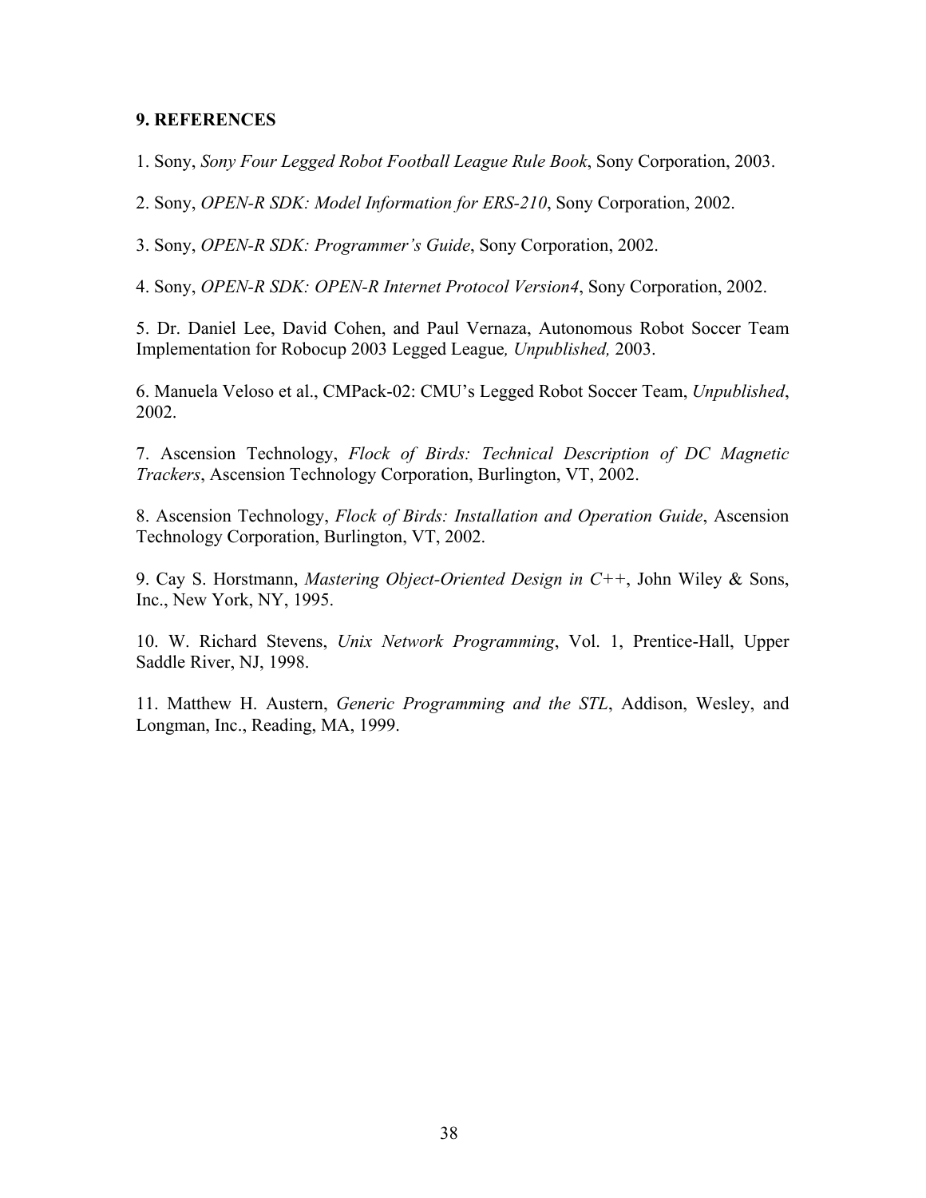# 9. REFERENCES

1. Sony, *Sony Four Legged Robot Football League Rule Book*, Sony Corporation, 2003.

2. Sony, *OPEN-R SDK: Model Information for ERS-210*, Sony Corporation, 2002.

3. Sony, *OPEN-R SDK: Programmer's Guide*, Sony Corporation, 2002.

4. Sony, *OPEN-R SDK: OPEN-R Internet Protocol Version4*, Sony Corporation, 2002.

5. Dr. Daniel Lee, David Cohen, and Paul Vernaza, Autonomous Robot Soccer Team Implementation for Robocup 2003 Legged League*, Unpublished,* 2003.

6. Manuela Veloso et al., CMPack-02: CMU's Legged Robot Soccer Team, *Unpublished*, 2002.

7. Ascension Technology, *Flock of Birds: Technical Description of DC Magnetic Trackers*, Ascension Technology Corporation, Burlington, VT, 2002.

8. Ascension Technology, *Flock of Birds: Installation and Operation Guide*, Ascension Technology Corporation, Burlington, VT, 2002.

9. Cay S. Horstmann, *Mastering Object-Oriented Design in C++*, John Wiley & Sons, Inc., New York, NY, 1995.

10. W. Richard Stevens, *Unix Network Programming*, Vol. 1, Prentice-Hall, Upper Saddle River, NJ, 1998.

11. Matthew H. Austern, *Generic Programming and the STL*, Addison, Wesley, and Longman, Inc., Reading, MA, 1999.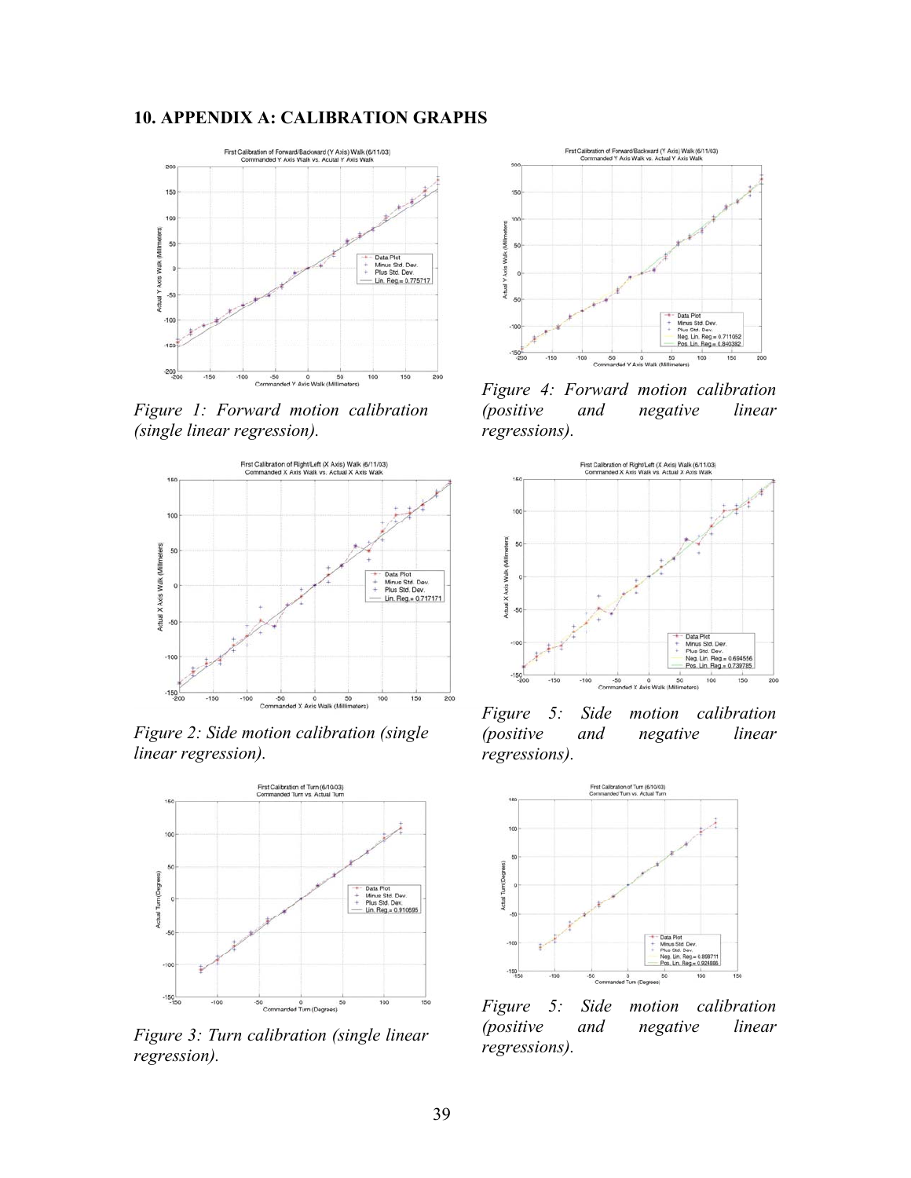## 10. APPENDIX A: CALIBRATION GRAPHS

*Figure 1: Forward motion calibration (single linear regression).*

*Figure 4: Forward motion calibration (positive and negative linear regressions).*

*Figure 2: Side motion calibration (single linear regression).*

*Figure 5: Side motion calibration (positive and negative linear regressions).*

*Figure 3: Turn calibration (single linear regression).*

*Figure 5: Side motion calibration (positive and negative linear regressions).*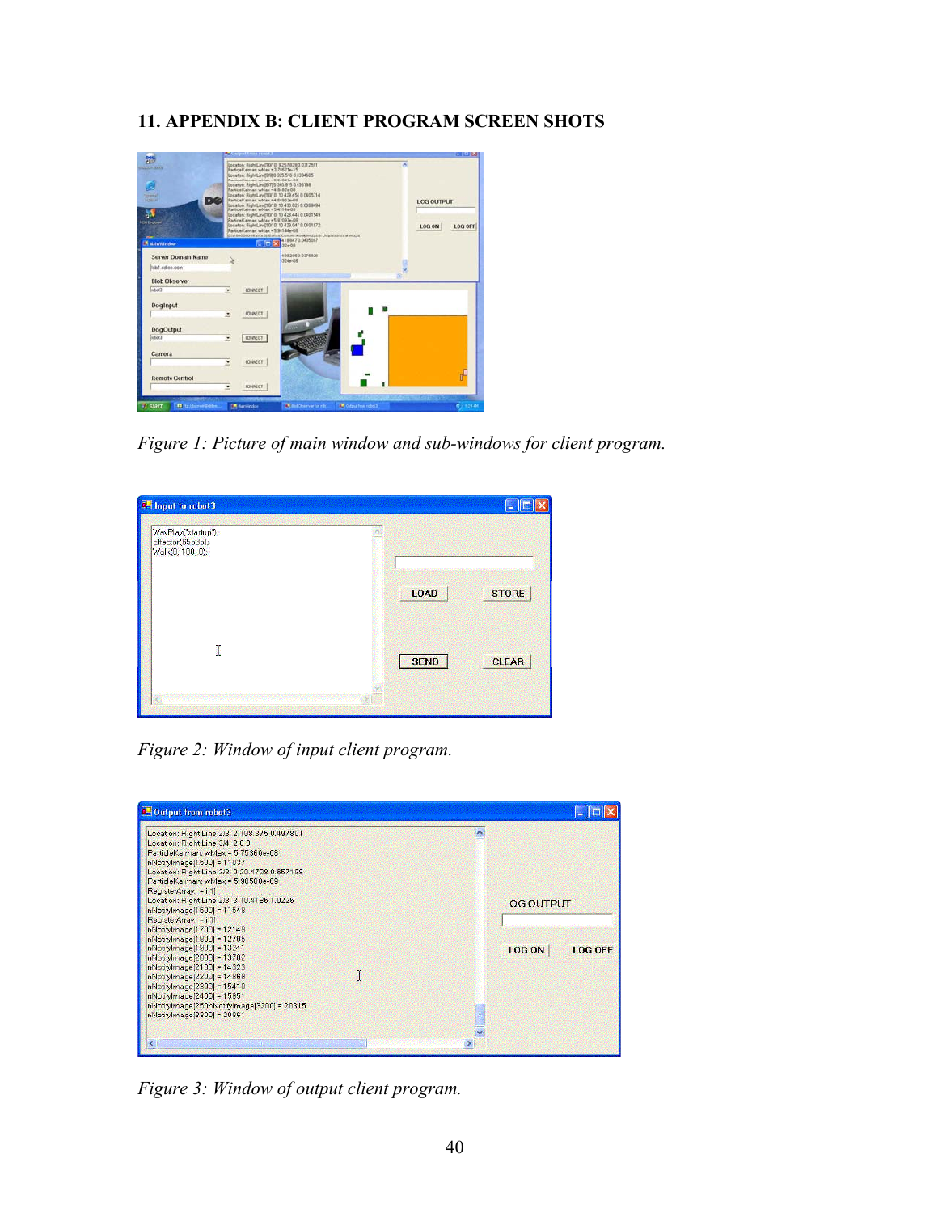## 11. APPENDIX B: CLIENT PROGRAM SCREEN SHOTS

*Figure 1: Picture of main window and sub-windows for client program.*

*Figure 2: Window of input client program.*

*Figure 3: Window of output client program.*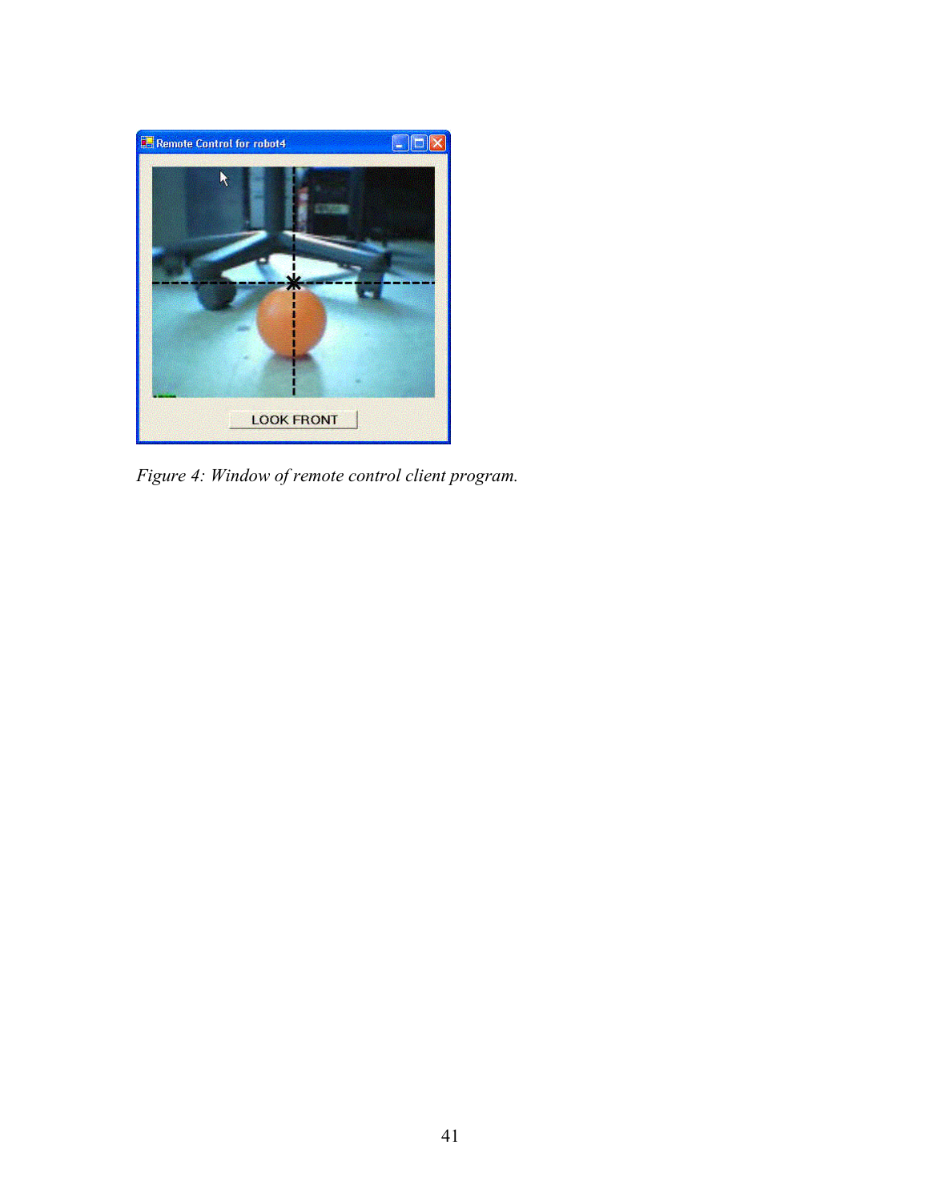*Figure 4: Window of remote control client program.*